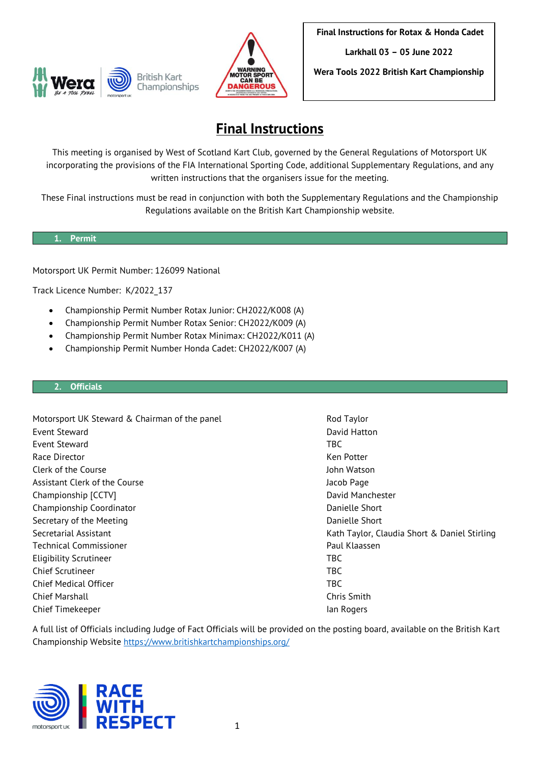Final Instructions for Rotax & Honda Cadet

Larkhall 03 – 05 June 2022

Wera Tools 2022 British Kart Championship

# Final Instructions

This meeting is organised by West of Scotland Kart Club, governed by the General Regulations of Motorsport UK incorporating the provisions of the FIA International Sporting Code, additional Supplementary Regulations, and any written instructions that the organisers issue for the meeting.

These Final instructions must be read in conjunction with both the Supplementary Regulations and the Championship Regulations available on the British Kart Championship website.

## 1. Permit

Motorsport UK Permit Number: 126099 National

Track Licence Number: K/2022_137

- Championship Permit Number Rotax Junior: CH2022/K008 (A)
- Championship Permit Number Rotax Senior: CH2022/K009 (A)
- Championship Permit Number Rotax Minimax: CH2022/K011 (A)
- Championship Permit Number Honda Cadet: CH2022/K007 (A)

## 2. Officials

| | |
|---|---|
| Motorsport UK Steward & Chairman of the panel | Rod Taylor |
| Event Steward | David Hatton |
| Event Steward | TBC |
| Race Director | Ken Potter |
| Clerk of the Course | John Watson |
| Assistant Clerk of the Course | Jacob Page |
| Championship [CCTV] | David Manchester |
| Championship Coordinator | Danielle Short |
| Secretary of the Meeting | Danielle Short |
| Secretarial Assistant | Kath Taylor, Claudia Short & Daniel Stirling |
| Technical Commissioner | Paul Klaassen |
| Eligibility Scrutineer | TBC |
| Chief Scrutineer | TBC |
| Chief Medical Officer | TBC |
| Chief Marshall | Chris Smith |
| Chief Timekeeper | Ian Rogers |

A full list of Officials including Judge of Fact Officials will be provided on the posting board, available on the British Kart Championship Website https://www.britishkartchampionships.org/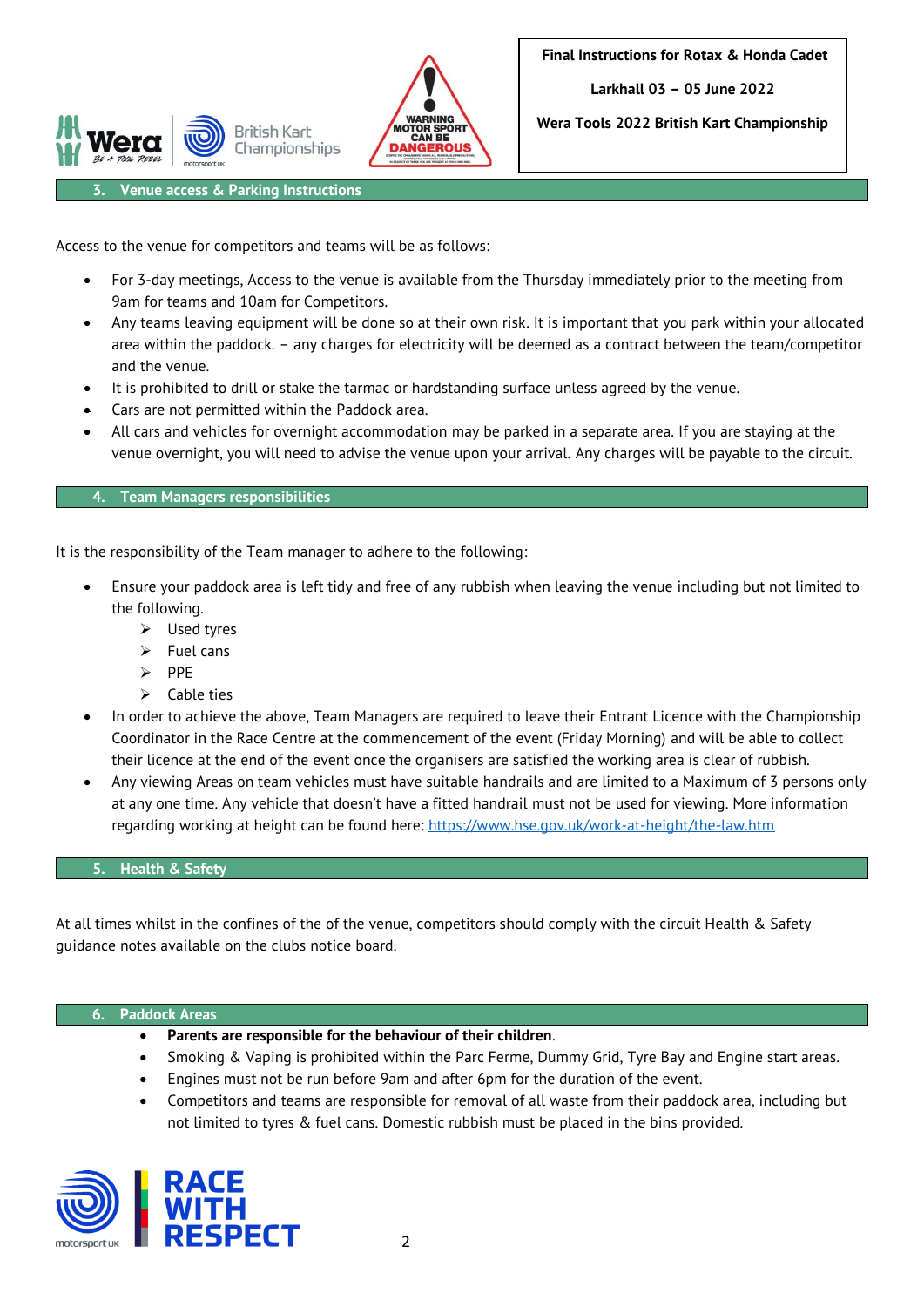## 3. Venue access & Parking Instructions

Access to the venue for competitors and teams will be as follows:

- For 3-day meetings, Access to the venue is available from the Thursday immediately prior to the meeting from 9am for teams and 10am for Competitors.
- Any teams leaving equipment will be done so at their own risk. It is important that you park within your allocated area within the paddock. – any charges for electricity will be deemed as a contract between the team/competitor and the venue.
- It is prohibited to drill or stake the tarmac or hardstanding surface unless agreed by the venue.
- Cars are not permitted within the Paddock area.
- All cars and vehicles for overnight accommodation may be parked in a separate area. If you are staying at the venue overnight, you will need to advise the venue upon your arrival. Any charges will be payable to the circuit.

## 4. Team Managers responsibilities

It is the responsibility of the Team manager to adhere to the following:

- Ensure your paddock area is left tidy and free of any rubbish when leaving the venue including but not limited to the following.
  - Used tyres
  - Fuel cans
  - PPE
  - Cable ties
- In order to achieve the above, Team Managers are required to leave their Entrant Licence with the Championship Coordinator in the Race Centre at the commencement of the event (Friday Morning) and will be able to collect their licence at the end of the event once the organisers are satisfied the working area is clear of rubbish.
- Any viewing Areas on team vehicles must have suitable handrails and are limited to a Maximum of 3 persons only at any one time. Any vehicle that doesn't have a fitted handrail must not be used for viewing. More information regarding working at height can be found here: https://www.hse.gov.uk/work-at-height/the-law.htm

## 5. Health & Safety

At all times whilst in the confines of the of the venue, competitors should comply with the circuit Health & Safety guidance notes available on the clubs notice board.

## 6. Paddock Areas

- **Parents are responsible for the behaviour of their children**.
- Smoking & Vaping is prohibited within the Parc Ferme, Dummy Grid, Tyre Bay and Engine start areas.
- Engines must not be run before 9am and after 6pm for the duration of the event.
- Competitors and teams are responsible for removal of all waste from their paddock area, including but not limited to tyres & fuel cans. Domestic rubbish must be placed in the bins provided.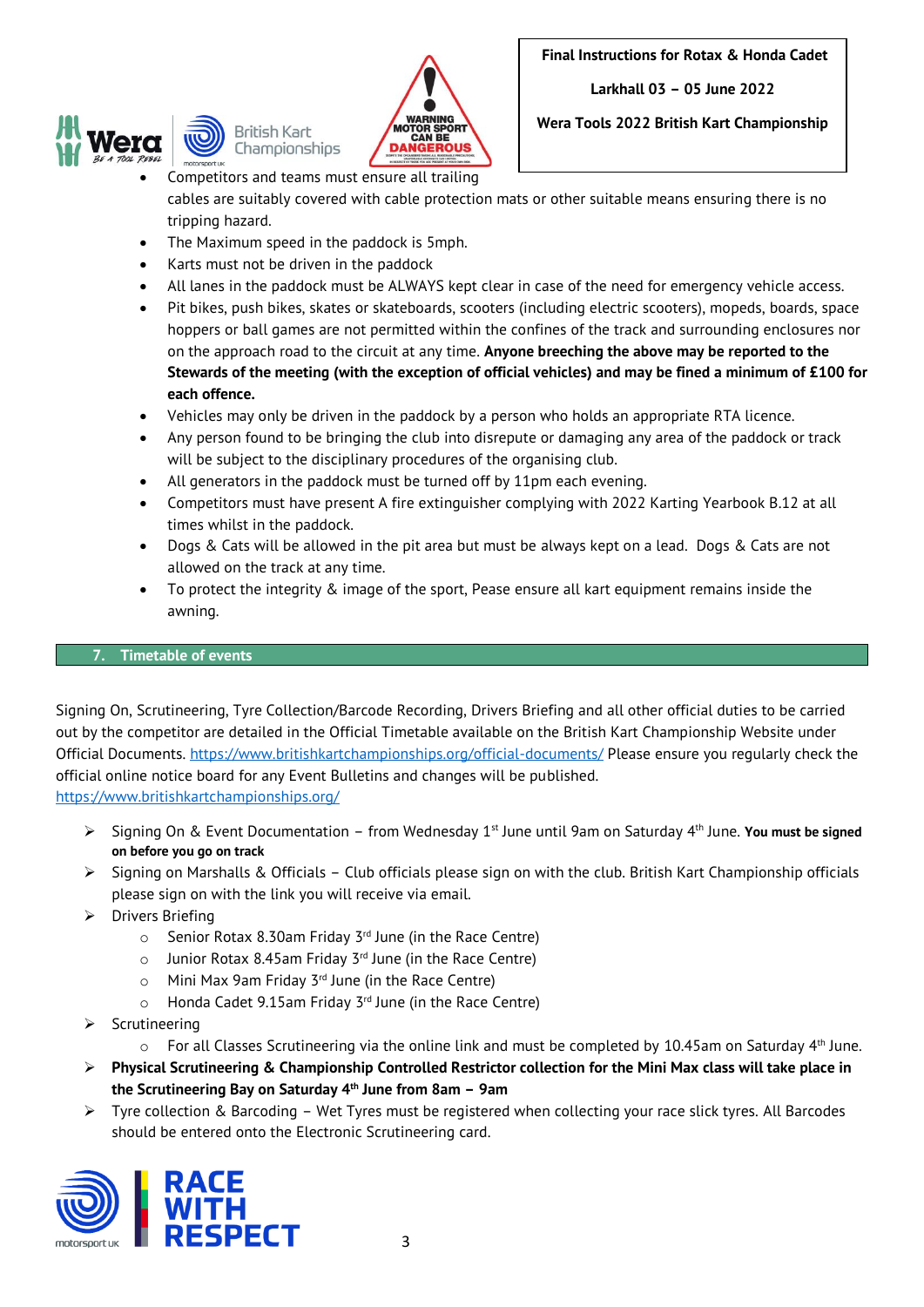- Competitors and teams must ensure all trailing cables are suitably covered with cable protection mats or other suitable means ensuring there is no tripping hazard.
- The Maximum speed in the paddock is 5mph.
- Karts must not be driven in the paddock
- All lanes in the paddock must be ALWAYS kept clear in case of the need for emergency vehicle access.
- Pit bikes, push bikes, skates or skateboards, scooters (including electric scooters), mopeds, boards, space hoppers or ball games are not permitted within the confines of the track and surrounding enclosures nor on the approach road to the circuit at any time. **Anyone breeching the above may be reported to the Stewards of the meeting (with the exception of official vehicles) and may be fined a minimum of £100 for each offence.**
- Vehicles may only be driven in the paddock by a person who holds an appropriate RTA licence.
- Any person found to be bringing the club into disrepute or damaging any area of the paddock or track will be subject to the disciplinary procedures of the organising club.
- All generators in the paddock must be turned off by 11pm each evening.
- Competitors must have present A fire extinguisher complying with 2022 Karting Yearbook B.12 at all times whilst in the paddock.
- Dogs & Cats will be allowed in the pit area but must be always kept on a lead. Dogs & Cats are not allowed on the track at any time.
- To protect the integrity & image of the sport, Pease ensure all kart equipment remains inside the awning.

## 7. Timetable of events

Signing On, Scrutineering, Tyre Collection/Barcode Recording, Drivers Briefing and all other official duties to be carried out by the competitor are detailed in the Official Timetable available on the British Kart Championship Website under Official Documents. https://www.britishkartchampionships.org/official-documents/ Please ensure you regularly check the official online notice board for any Event Bulletins and changes will be published.
https://www.britishkartchampionships.org/

- Signing On & Event Documentation – from Wednesday 1st June until 9am on Saturday 4th June. **You must be signed on before you go on track**
- Signing on Marshalls & Officials – Club officials please sign on with the club. British Kart Championship officials please sign on with the link you will receive via email.
- Drivers Briefing
  - Senior Rotax 8.30am Friday 3rd June (in the Race Centre)
  - Junior Rotax 8.45am Friday 3rd June (in the Race Centre)
  - Mini Max 9am Friday 3rd June (in the Race Centre)
  - Honda Cadet 9.15am Friday 3rd June (in the Race Centre)
- Scrutineering
  - For all Classes Scrutineering via the online link and must be completed by 10.45am on Saturday 4th June.
- **Physical Scrutineering & Championship Controlled Restrictor collection for the Mini Max class will take place in the Scrutineering Bay on Saturday 4th June from 8am – 9am**
- Tyre collection & Barcoding – Wet Tyres must be registered when collecting your race slick tyres. All Barcodes should be entered onto the Electronic Scrutineering card.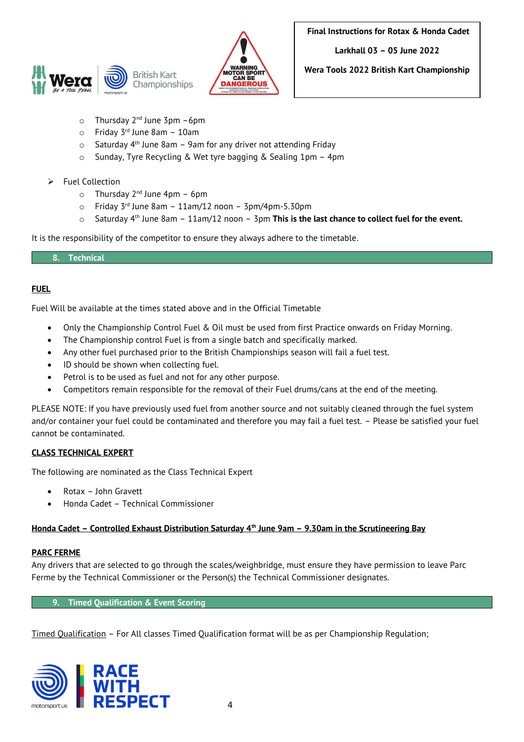- Thursday 2nd June 3pm –6pm
- Friday 3rd June 8am – 10am
- Saturday 4th June 8am – 9am for any driver not attending Friday
- Sunday, Tyre Recycling & Wet tyre bagging & Sealing 1pm – 4pm

- Fuel Collection
  - Thursday 2nd June 4pm – 6pm
  - Friday 3rd June 8am – 11am/12 noon – 3pm/4pm-5.30pm
  - Saturday 4th June 8am – 11am/12 noon – 3pm **This is the last chance to collect fuel for the event.**

It is the responsibility of the competitor to ensure they always adhere to the timetable.

## 8. Technical

**FUEL**

Fuel Will be available at the times stated above and in the Official Timetable

- Only the Championship Control Fuel & Oil must be used from first Practice onwards on Friday Morning.
- The Championship control Fuel is from a single batch and specifically marked.
- Any other fuel purchased prior to the British Championships season will fail a fuel test.
- ID should be shown when collecting fuel.
- Petrol is to be used as fuel and not for any other purpose.
- Competitors remain responsible for the removal of their Fuel drums/cans at the end of the meeting.

PLEASE NOTE: If you have previously used fuel from another source and not suitably cleaned through the fuel system and/or container your fuel could be contaminated and therefore you may fail a fuel test. – Please be satisfied your fuel cannot be contaminated.

**CLASS TECHNICAL EXPERT**

The following are nominated as the Class Technical Expert

- Rotax – John Gravett
- Honda Cadet – Technical Commissioner

**Honda Cadet – Controlled Exhaust Distribution Saturday 4th June 9am – 9.30am in the Scrutineering Bay**

**PARC FERME**

Any drivers that are selected to go through the scales/weighbridge, must ensure they have permission to leave Parc Ferme by the Technical Commissioner or the Person(s) the Technical Commissioner designates.

## 9. Timed Qualification & Event Scoring

Timed Qualification – For All classes Timed Qualification format will be as per Championship Regulation;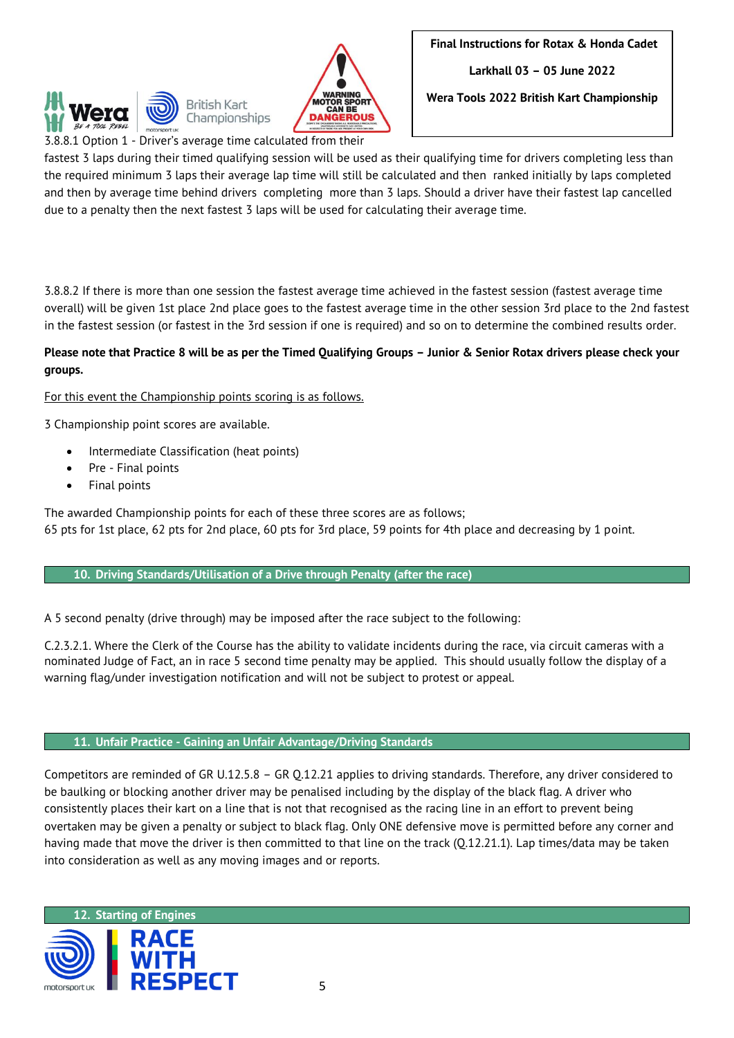3.8.8.1 Option 1 - Driver's average time calculated from their fastest 3 laps during their timed qualifying session will be used as their qualifying time for drivers completing less than the required minimum 3 laps their average lap time will still be calculated and then ranked initially by laps completed and then by average time behind drivers completing more than 3 laps. Should a driver have their fastest lap cancelled due to a penalty then the next fastest 3 laps will be used for calculating their average time.

3.8.8.2 If there is more than one session the fastest average time achieved in the fastest session (fastest average time overall) will be given 1st place 2nd place goes to the fastest average time in the other session 3rd place to the 2nd fastest in the fastest session (or fastest in the 3rd session if one is required) and so on to determine the combined results order.

**Please note that Practice 8 will be as per the Timed Qualifying Groups – Junior & Senior Rotax drivers please check your groups.**

For this event the Championship points scoring is as follows.

3 Championship point scores are available.

- Intermediate Classification (heat points)
- Pre - Final points
- Final points

The awarded Championship points for each of these three scores are as follows;
65 pts for 1st place, 62 pts for 2nd place, 60 pts for 3rd place, 59 points for 4th place and decreasing by 1 point.

## 10. Driving Standards/Utilisation of a Drive through Penalty (after the race)

A 5 second penalty (drive through) may be imposed after the race subject to the following:

C.2.3.2.1. Where the Clerk of the Course has the ability to validate incidents during the race, via circuit cameras with a nominated Judge of Fact, an in race 5 second time penalty may be applied. This should usually follow the display of a warning flag/under investigation notification and will not be subject to protest or appeal.

## 11. Unfair Practice - Gaining an Unfair Advantage/Driving Standards

Competitors are reminded of GR U.12.5.8 – GR Q.12.21 applies to driving standards. Therefore, any driver considered to be baulking or blocking another driver may be penalised including by the display of the black flag. A driver who consistently places their kart on a line that is not that recognised as the racing line in an effort to prevent being overtaken may be given a penalty or subject to black flag. Only ONE defensive move is permitted before any corner and having made that move the driver is then committed to that line on the track (Q.12.21.1). Lap times/data may be taken into consideration as well as any moving images and or reports.

## 12. Starting of Engines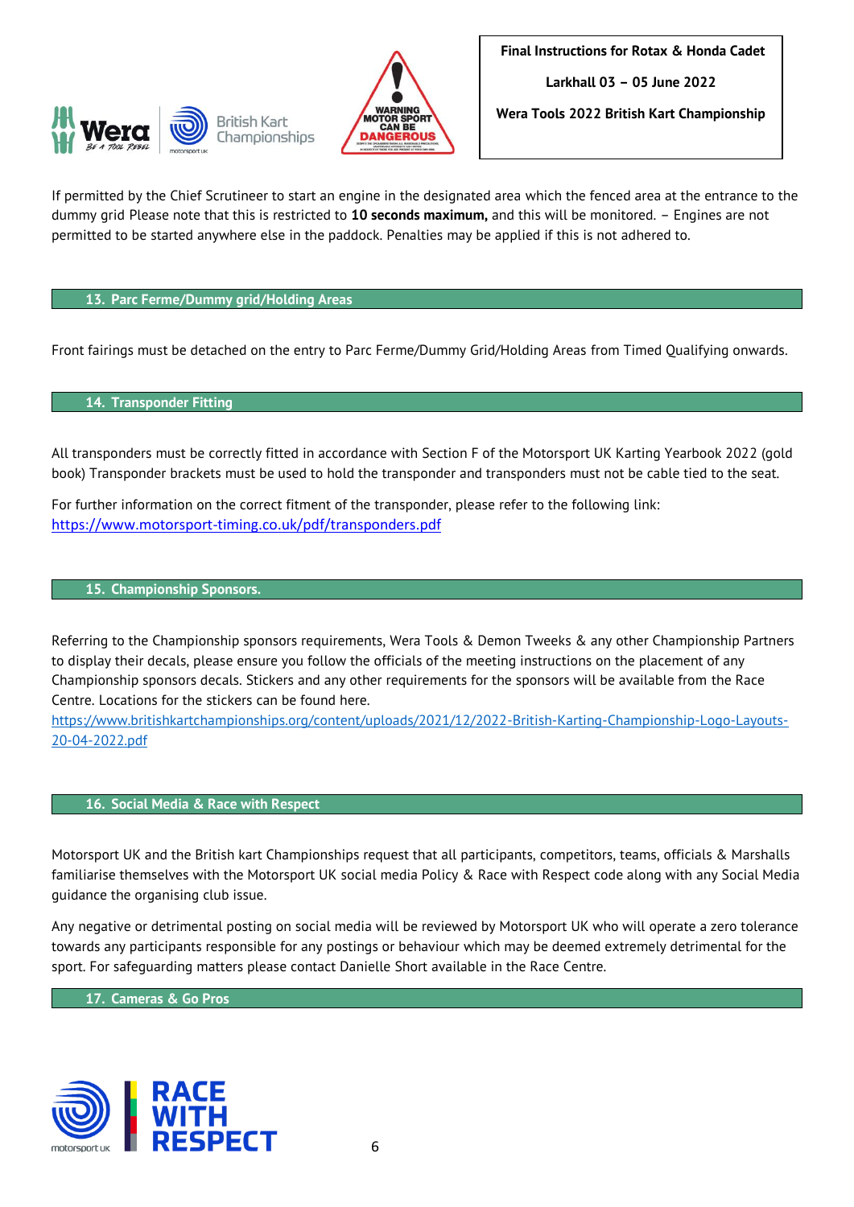If permitted by the Chief Scrutineer to start an engine in the designated area which the fenced area at the entrance to the dummy grid Please note that this is restricted to **10 seconds maximum,** and this will be monitored. – Engines are not permitted to be started anywhere else in the paddock. Penalties may be applied if this is not adhered to.

## 13. Parc Ferme/Dummy grid/Holding Areas

Front fairings must be detached on the entry to Parc Ferme/Dummy Grid/Holding Areas from Timed Qualifying onwards.

## 14. Transponder Fitting

All transponders must be correctly fitted in accordance with Section F of the Motorsport UK Karting Yearbook 2022 (gold book) Transponder brackets must be used to hold the transponder and transponders must not be cable tied to the seat.

For further information on the correct fitment of the transponder, please refer to the following link:
https://www.motorsport-timing.co.uk/pdf/transponders.pdf

## 15. Championship Sponsors.

Referring to the Championship sponsors requirements, Wera Tools & Demon Tweeks & any other Championship Partners to display their decals, please ensure you follow the officials of the meeting instructions on the placement of any Championship sponsors decals. Stickers and any other requirements for the sponsors will be available from the Race Centre. Locations for the stickers can be found here.
https://www.britishkartchampionships.org/content/uploads/2021/12/2022-British-Karting-Championship-Logo-Layouts-20-04-2022.pdf

## 16. Social Media & Race with Respect

Motorsport UK and the British kart Championships request that all participants, competitors, teams, officials & Marshalls familiarise themselves with the Motorsport UK social media Policy & Race with Respect code along with any Social Media guidance the organising club issue.

Any negative or detrimental posting on social media will be reviewed by Motorsport UK who will operate a zero tolerance towards any participants responsible for any postings or behaviour which may be deemed extremely detrimental for the sport. For safeguarding matters please contact Danielle Short available in the Race Centre.

## 17. Cameras & Go Pros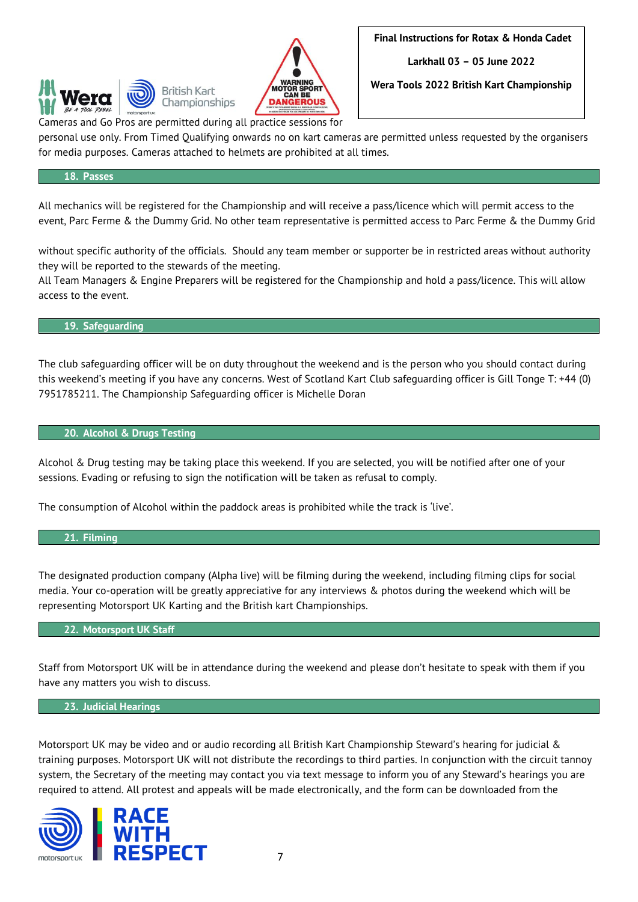Cameras and Go Pros are permitted during all practice sessions for personal use only. From Timed Qualifying onwards no on kart cameras are permitted unless requested by the organisers for media purposes. Cameras attached to helmets are prohibited at all times.

## 18. Passes

All mechanics will be registered for the Championship and will receive a pass/licence which will permit access to the event, Parc Ferme & the Dummy Grid. No other team representative is permitted access to Parc Ferme & the Dummy Grid

without specific authority of the officials. Should any team member or supporter be in restricted areas without authority they will be reported to the stewards of the meeting.
All Team Managers & Engine Preparers will be registered for the Championship and hold a pass/licence. This will allow access to the event.

## 19. Safeguarding

The club safeguarding officer will be on duty throughout the weekend and is the person who you should contact during this weekend's meeting if you have any concerns. West of Scotland Kart Club safeguarding officer is Gill Tonge T: +44 (0) 7951785211. The Championship Safeguarding officer is Michelle Doran

## 20. Alcohol & Drugs Testing

Alcohol & Drug testing may be taking place this weekend. If you are selected, you will be notified after one of your sessions. Evading or refusing to sign the notification will be taken as refusal to comply.

The consumption of Alcohol within the paddock areas is prohibited while the track is 'live'.

## 21. Filming

The designated production company (Alpha live) will be filming during the weekend, including filming clips for social media. Your co-operation will be greatly appreciative for any interviews & photos during the weekend which will be representing Motorsport UK Karting and the British kart Championships.

## 22. Motorsport UK Staff

Staff from Motorsport UK will be in attendance during the weekend and please don't hesitate to speak with them if you have any matters you wish to discuss.

## 23. Judicial Hearings

Motorsport UK may be video and or audio recording all British Kart Championship Steward's hearing for judicial & training purposes. Motorsport UK will not distribute the recordings to third parties. In conjunction with the circuit tannoy system, the Secretary of the meeting may contact you via text message to inform you of any Steward's hearings you are required to attend. All protest and appeals will be made electronically, and the form can be downloaded from the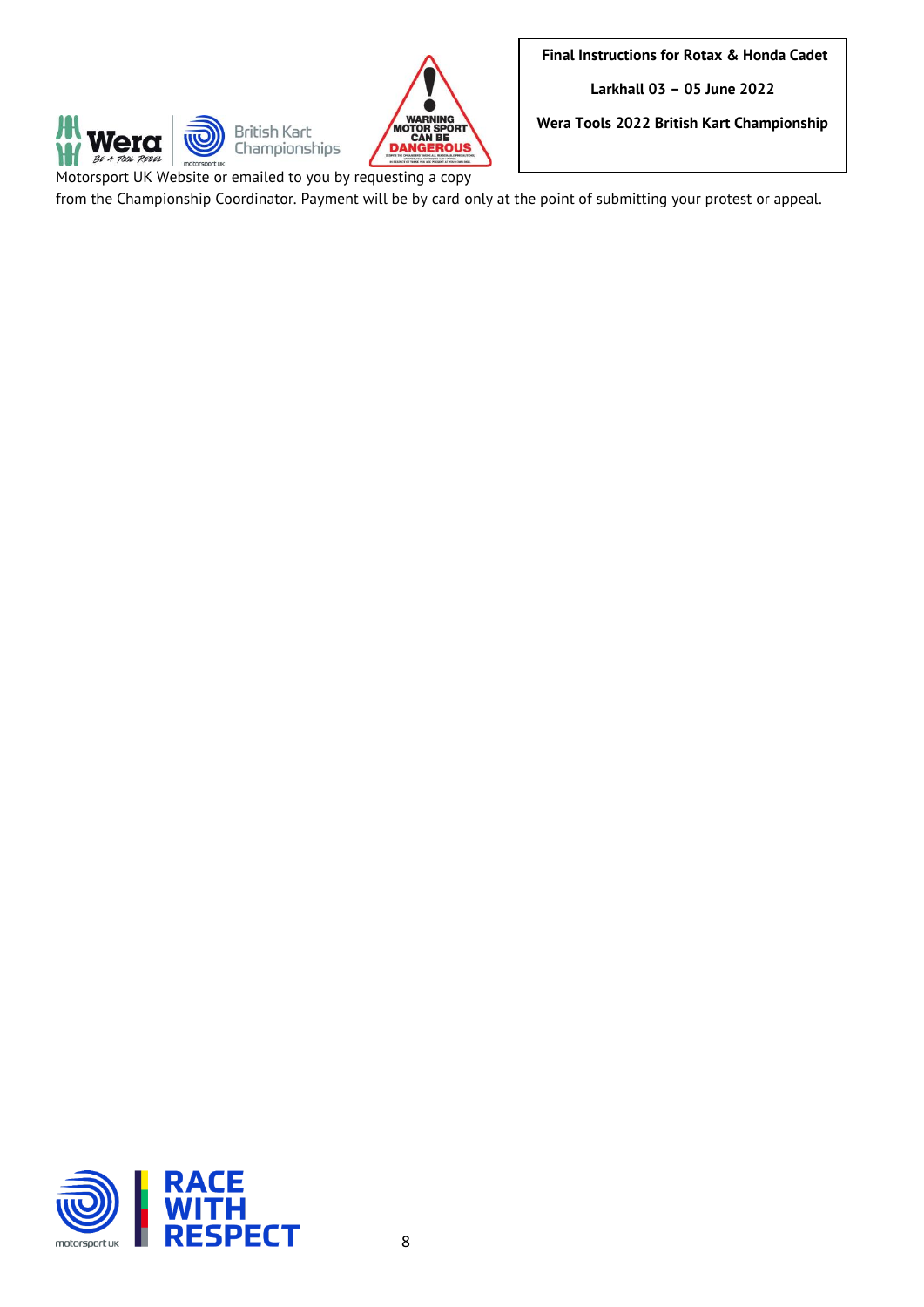Motorsport UK Website or emailed to you by requesting a copy from the Championship Coordinator. Payment will be by card only at the point of submitting your protest or appeal.